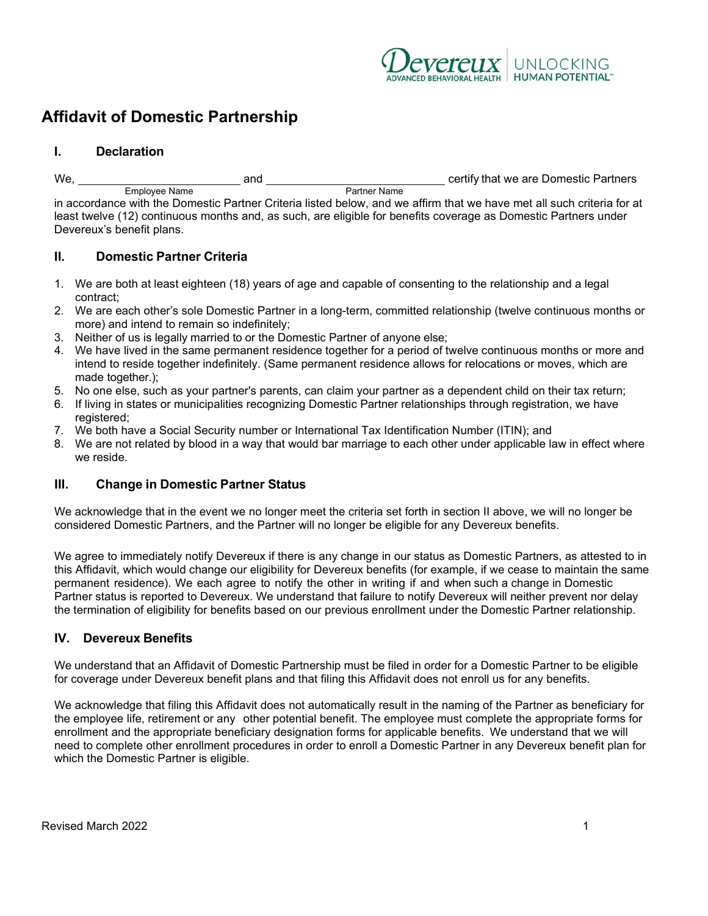# Affidavit of Domestic Partnership

## I. Declaration

We, \_\_\_\_\_\_\_\_\_\_\_\_\_\_\_\_\_\_\_\_\_\_\_\_\_\_ (Employee Name) and \_\_\_\_\_\_\_\_\_\_\_\_\_\_\_\_\_\_\_\_\_\_\_\_\_\_\_\_\_\_ (Partner Name) certify that we are Domestic Partners in accordance with the Domestic Partner Criteria listed below, and we affirm that we have met all such criteria for at least twelve (12) continuous months and, as such, are eligible for benefits coverage as Domestic Partners under Devereux's benefit plans.

## II. Domestic Partner Criteria

1. We are both at least eighteen (18) years of age and capable of consenting to the relationship and a legal contract;
2. We are each other's sole Domestic Partner in a long-term, committed relationship (twelve continuous months or more) and intend to remain so indefinitely;
3. Neither of us is legally married to or the Domestic Partner of anyone else;
4. We have lived in the same permanent residence together for a period of twelve continuous months or more and intend to reside together indefinitely. (Same permanent residence allows for relocations or moves, which are made together.);
5. No one else, such as your partner's parents, can claim your partner as a dependent child on their tax return;
6. If living in states or municipalities recognizing Domestic Partner relationships through registration, we have registered;
7. We both have a Social Security number or International Tax Identification Number (ITIN); and
8. We are not related by blood in a way that would bar marriage to each other under applicable law in effect where we reside.

## III. Change in Domestic Partner Status

We acknowledge that in the event we no longer meet the criteria set forth in section II above, we will no longer be considered Domestic Partners, and the Partner will no longer be eligible for any Devereux benefits.

We agree to immediately notify Devereux if there is any change in our status as Domestic Partners, as attested to in this Affidavit, which would change our eligibility for Devereux benefits (for example, if we cease to maintain the same permanent residence). We each agree to notify the other in writing if and when such a change in Domestic Partner status is reported to Devereux. We understand that failure to notify Devereux will neither prevent nor delay the termination of eligibility for benefits based on our previous enrollment under the Domestic Partner relationship.

## IV. Devereux Benefits

We understand that an Affidavit of Domestic Partnership must be filed in order for a Domestic Partner to be eligible for coverage under Devereux benefit plans and that filing this Affidavit does not enroll us for any benefits.

We acknowledge that filing this Affidavit does not automatically result in the naming of the Partner as beneficiary for the employee life, retirement or any other potential benefit. The employee must complete the appropriate forms for enrollment and the appropriate beneficiary designation forms for applicable benefits. We understand that we will need to complete other enrollment procedures in order to enroll a Domestic Partner in any Devereux benefit plan for which the Domestic Partner is eligible.

Revised March 2022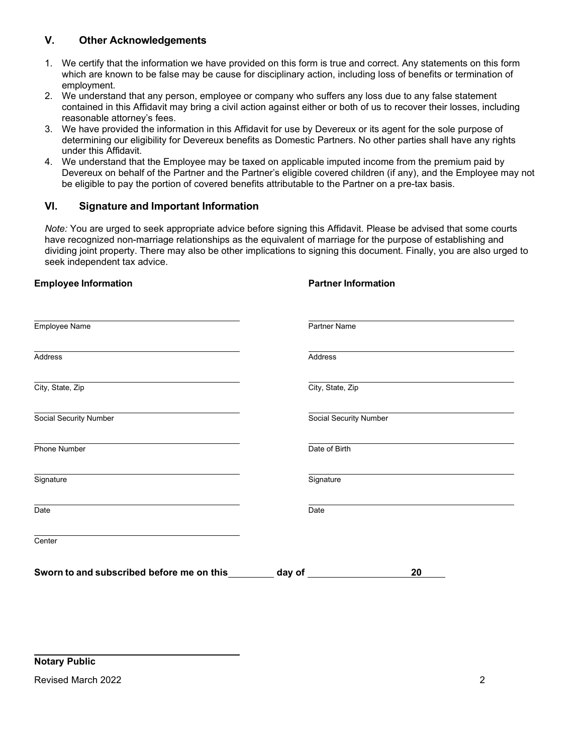## V. Other Acknowledgements

1. We certify that the information we have provided on this form is true and correct. Any statements on this form which are known to be false may be cause for disciplinary action, including loss of benefits or termination of employment.
2. We understand that any person, employee or company who suffers any loss due to any false statement contained in this Affidavit may bring a civil action against either or both of us to recover their losses, including reasonable attorney's fees.
3. We have provided the information in this Affidavit for use by Devereux or its agent for the sole purpose of determining our eligibility for Devereux benefits as Domestic Partners. No other parties shall have any rights under this Affidavit.
4. We understand that the Employee may be taxed on applicable imputed income from the premium paid by Devereux on behalf of the Partner and the Partner's eligible covered children (if any), and the Employee may not be eligible to pay the portion of covered benefits attributable to the Partner on a pre-tax basis.

## VI. Signature and Important Information

*Note:* You are urged to seek appropriate advice before signing this Affidavit. Please be advised that some courts have recognized non-marriage relationships as the equivalent of marriage for the purpose of establishing and dividing joint property. There may also be other implications to signing this document. Finally, you are also urged to seek independent tax advice.

| **Employee Information** | **Partner Information** |
|---|---|
| ______________________ Employee Name | ______________________ Partner Name |
| ______________________ Address | ______________________ Address |
| ______________________ City, State, Zip | ______________________ City, State, Zip |
| ______________________ Social Security Number | ______________________ Social Security Number |
| ______________________ Phone Number | ______________________ Date of Birth |
| ______________________ Signature | ______________________ Signature |
| ______________________ Date | ______________________ Date |
| ______________________ Center | |

**Sworn to and subscribed before me on this** _________ **day of** ____________________ **20** _____

______________________

**Notary Public**

Revised March 2022